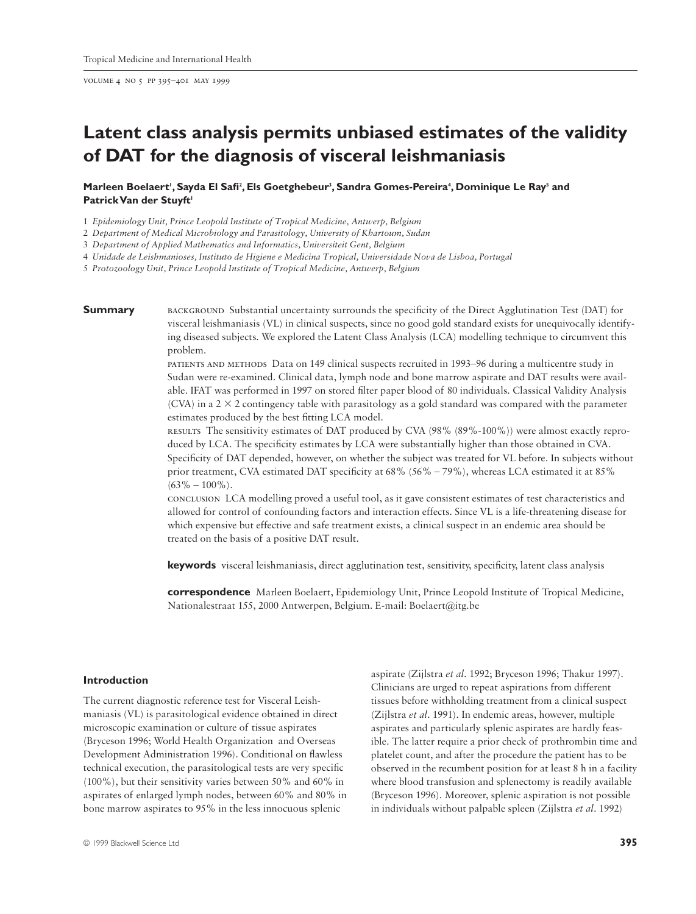# Latent class analysis permits unbiased estimates of the validity of DAT for the diagnosis of visceral leishmaniasis

**Marleen Boelaert[1], Sayda El Safi[2], Els Goetghebeur[3], Sandra Gomes-Pereira[4], Dominique Le Ray[5] and Patrick Van der Stuyft[1]**

1 *Epidemiology Unit, Prince Leopold Institute of Tropical Medicine, Antwerp, Belgium*
2 *Department of Medical Microbiology and Parasitology, University of Khartoum, Sudan*
3 *Department of Applied Mathematics and Informatics, Universiteit Gent, Belgium*
4 *Unidade de Leishmanioses, Instituto de Higiene e Medicina Tropical, Universidade Nova de Lisboa, Portugal*
5 *Protozoology Unit, Prince Leopold Institute of Tropical Medicine, Antwerp, Belgium*

**Summary**

BACKGROUND Substantial uncertainty surrounds the specificity of the Direct Agglutination Test (DAT) for visceral leishmaniasis (VL) in clinical suspects, since no good gold standard exists for unequivocally identifying diseased subjects. We explored the Latent Class Analysis (LCA) modelling technique to circumvent this problem.

PATIENTS AND METHODS Data on 149 clinical suspects recruited in 1993–96 during a multicentre study in Sudan were re-examined. Clinical data, lymph node and bone marrow aspirate and DAT results were available. IFAT was performed in 1997 on stored filter paper blood of 80 individuals. Classical Validity Analysis (CVA) in a $2 \times 2$ contingency table with parasitology as a gold standard was compared with the parameter estimates produced by the best fitting LCA model.

RESULTS The sensitivity estimates of DAT produced by CVA (98% (89%-100%)) were almost exactly reproduced by LCA. The specificity estimates by LCA were substantially higher than those obtained in CVA. Specificity of DAT depended, however, on whether the subject was treated for VL before. In subjects without prior treatment, CVA estimated DAT specificity at 68% (56% – 79%), whereas LCA estimated it at 85% (63% – 100%).

CONCLUSION LCA modelling proved a useful tool, as it gave consistent estimates of test characteristics and allowed for control of confounding factors and interaction effects. Since VL is a life-threatening disease for which expensive but effective and safe treatment exists, a clinical suspect in an endemic area should be treated on the basis of a positive DAT result.

**keywords** visceral leishmaniasis, direct agglutination test, sensitivity, specificity, latent class analysis

**correspondence** Marleen Boelaert, Epidemiology Unit, Prince Leopold Institute of Tropical Medicine, Nationalestraat 155, 2000 Antwerpen, Belgium. E-mail: Boelaert@itg.be

## Introduction

The current diagnostic reference test for Visceral Leishmaniasis (VL) is parasitological evidence obtained in direct microscopic examination or culture of tissue aspirates (Bryceson 1996; World Health Organization and Overseas Development Administration 1996). Conditional on flawless technical execution, the parasitological tests are very specific (100%), but their sensitivity varies between 50% and 60% in aspirates of enlarged lymph nodes, between 60% and 80% in bone marrow aspirates to 95% in the less innocuous splenic aspirate (Zijlstra *et al.* 1992; Bryceson 1996; Thakur 1997). Clinicians are urged to repeat aspirations from different tissues before withholding treatment from a clinical suspect (Zijlstra *et al.* 1991). In endemic areas, however, multiple aspirates and particularly splenic aspirates are hardly feasible. The latter require a prior check of prothrombin time and platelet count, and after the procedure the patient has to be observed in the recumbent position for at least 8 h in a facility where blood transfusion and splenectomy is readily available (Bryceson 1996). Moreover, splenic aspiration is not possible in individuals without palpable spleen (Zijlstra *et al.* 1992)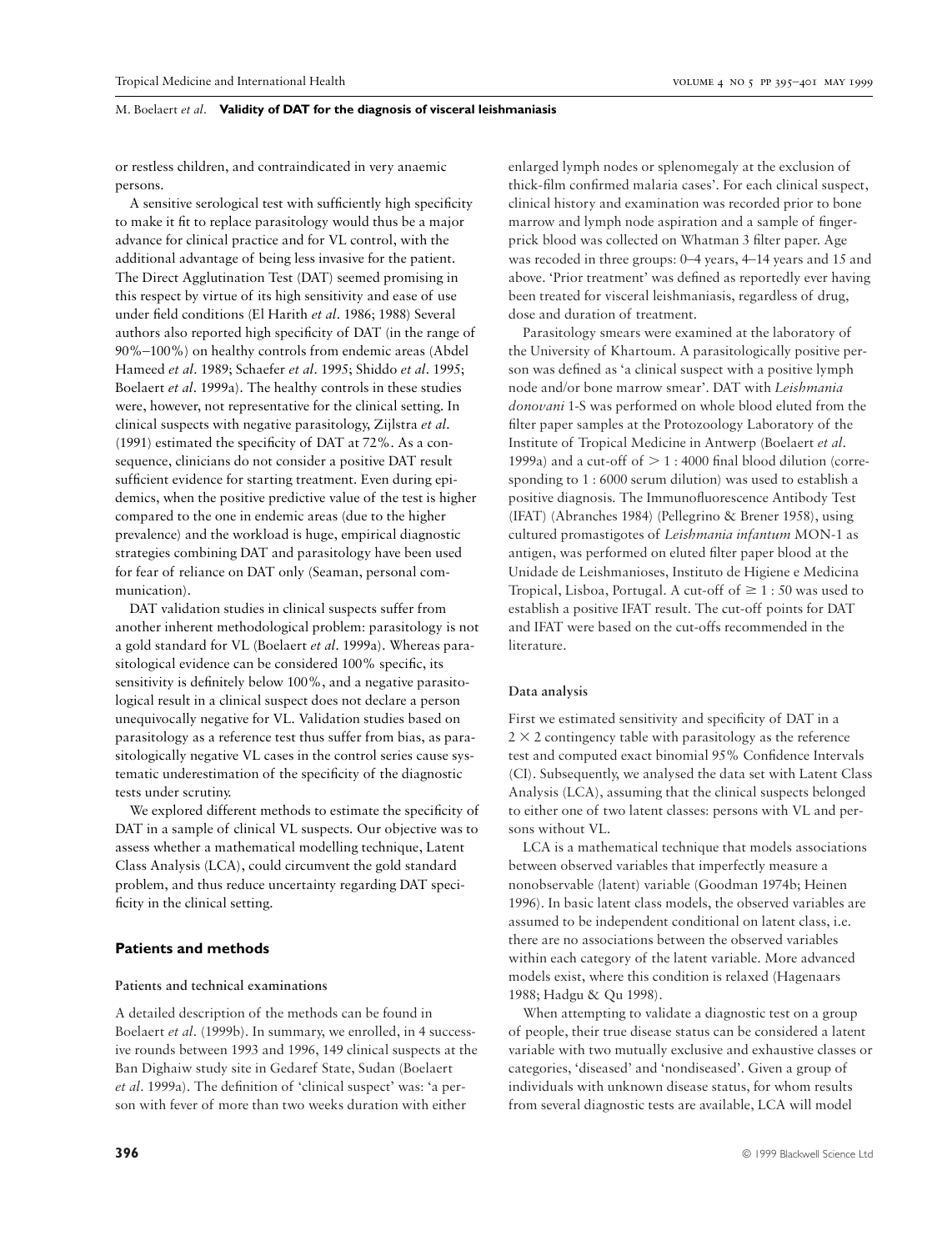or restless children, and contraindicated in very anaemic persons.

A sensitive serological test with sufficiently high specificity to make it fit to replace parasitology would thus be a major advance for clinical practice and for VL control, with the additional advantage of being less invasive for the patient. The Direct Agglutination Test (DAT) seemed promising in this respect by virtue of its high sensitivity and ease of use under field conditions (El Harith *et al.* 1986; 1988) Several authors also reported high specificity of DAT (in the range of 90%–100%) on healthy controls from endemic areas (Abdel Hameed *et al.* 1989; Schaefer *et al.* 1995; Shiddo *et al.* 1995; Boelaert *et al.* 1999a). The healthy controls in these studies were, however, not representative for the clinical setting. In clinical suspects with negative parasitology, Zijlstra *et al.* (1991) estimated the specificity of DAT at 72%. As a consequence, clinicians do not consider a positive DAT result sufficient evidence for starting treatment. Even during epidemics, when the positive predictive value of the test is higher compared to the one in endemic areas (due to the higher prevalence) and the workload is huge, empirical diagnostic strategies combining DAT and parasitology have been used for fear of reliance on DAT only (Seaman, personal communication).

DAT validation studies in clinical suspects suffer from another inherent methodological problem: parasitology is not a gold standard for VL (Boelaert *et al.* 1999a). Whereas parasitological evidence can be considered 100% specific, its sensitivity is definitely below 100%, and a negative parasitological result in a clinical suspect does not declare a person unequivocally negative for VL. Validation studies based on parasitology as a reference test thus suffer from bias, as parasitologically negative VL cases in the control series cause systematic underestimation of the specificity of the diagnostic tests under scrutiny.

We explored different methods to estimate the specificity of DAT in a sample of clinical VL suspects. Our objective was to assess whether a mathematical modelling technique, Latent Class Analysis (LCA), could circumvent the gold standard problem, and thus reduce uncertainty regarding DAT specificity in the clinical setting.

## Patients and methods

### Patients and technical examinations

A detailed description of the methods can be found in Boelaert *et al.* (1999b). In summary, we enrolled, in 4 successive rounds between 1993 and 1996, 149 clinical suspects at the Ban Dighaiw study site in Gedaref State, Sudan (Boelaert *et al.* 1999a). The definition of 'clinical suspect' was: 'a person with fever of more than two weeks duration with either enlarged lymph nodes or splenomegaly at the exclusion of thick-film confirmed malaria cases'. For each clinical suspect, clinical history and examination was recorded prior to bone marrow and lymph node aspiration and a sample of finger-prick blood was collected on Whatman 3 filter paper. Age was recoded in three groups: 0–4 years, 4–14 years and 15 and above. 'Prior treatment' was defined as reportedly ever having been treated for visceral leishmaniasis, regardless of drug, dose and duration of treatment.

Parasitology smears were examined at the laboratory of the University of Khartoum. A parasitologically positive person was defined as 'a clinical suspect with a positive lymph node and/or bone marrow smear'. DAT with *Leishmania donovani* 1-S was performed on whole blood eluted from the filter paper samples at the Protozoology Laboratory of the Institute of Tropical Medicine in Antwerp (Boelaert *et al.* 1999a) and a cut-off of $> 1:4000$ final blood dilution (corresponding to $1:6000$ serum dilution) was used to establish a positive diagnosis. The Immunofluorescence Antibody Test (IFAT) (Abranches 1984) (Pellegrino & Brener 1958), using cultured promastigotes of *Leishmania infantum* MON-1 as antigen, was performed on eluted filter paper blood at the Unidade de Leishmanioses, Instituto de Higiene e Medicina Tropical, Lisboa, Portugal. A cut-off of $\geq 1:50$ was used to establish a positive IFAT result. The cut-off points for DAT and IFAT were based on the cut-offs recommended in the literature.

### Data analysis

First we estimated sensitivity and specificity of DAT in a $2 \times 2$ contingency table with parasitology as the reference test and computed exact binomial 95% Confidence Intervals (CI). Subsequently, we analysed the data set with Latent Class Analysis (LCA), assuming that the clinical suspects belonged to either one of two latent classes: persons with VL and persons without VL.

LCA is a mathematical technique that models associations between observed variables that imperfectly measure a nonobservable (latent) variable (Goodman 1974b; Heinen 1996). In basic latent class models, the observed variables are assumed to be independent conditional on latent class, i.e. there are no associations between the observed variables within each category of the latent variable. More advanced models exist, where this condition is relaxed (Hagenaars 1988; Hadgu & Qu 1998).

When attempting to validate a diagnostic test on a group of people, their true disease status can be considered a latent variable with two mutually exclusive and exhaustive classes or categories, 'diseased' and 'nondiseased'. Given a group of individuals with unknown disease status, for whom results from several diagnostic tests are available, LCA will model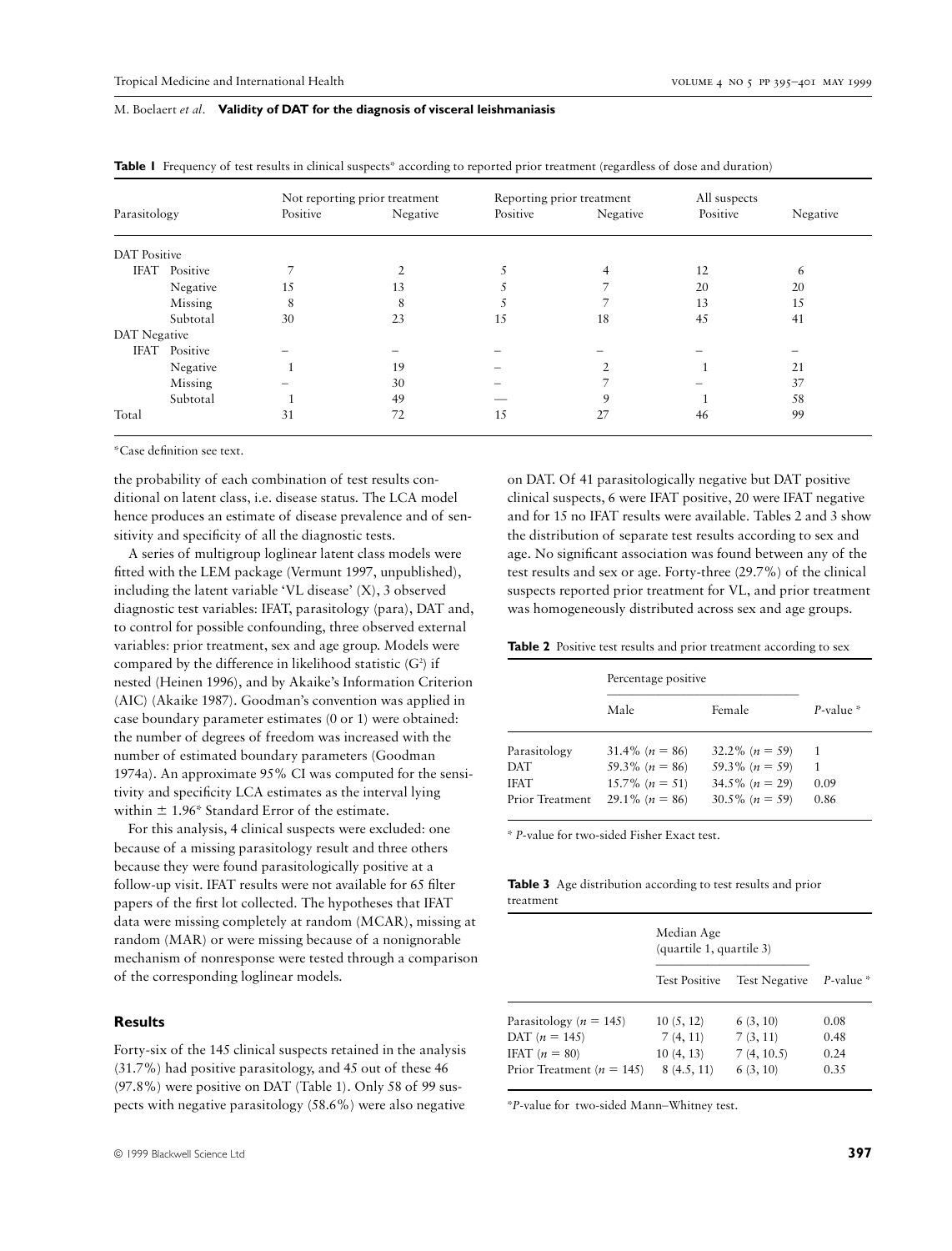**Table 1** Frequency of test results in clinical suspects* according to reported prior treatment (regardless of dose and duration)

| Parasitology | | Not reporting prior treatment | | Reporting prior treatment | | All suspects | |
|---|---|---|---|---|---|---|---|
| | | Positive | Negative | Positive | Negative | Positive | Negative |
| DAT Positive | | | | | | | |
| IFAT | Positive | 7 | 2 | 5 | 4 | 12 | 6 |
| | Negative | 15 | 13 | 5 | 7 | 20 | 20 |
| | Missing | 8 | 8 | 5 | 7 | 13 | 15 |
| | Subtotal | 30 | 23 | 15 | 18 | 45 | 41 |
| DAT Negative | | | | | | | |
| IFAT | Positive | – | – | – | – | – | – |
| | Negative | 1 | 19 | – | 2 | 1 | 21 |
| | Missing | – | 30 | – | 7 | – | 37 |
| | Subtotal | 1 | 49 | — | 9 | 1 | 58 |
| Total | | 31 | 72 | 15 | 27 | 46 | 99 |

*Case definition see text.

the probability of each combination of test results conditional on latent class, i.e. disease status. The LCA model hence produces an estimate of disease prevalence and of sensitivity and specificity of all the diagnostic tests.

A series of multigroup loglinear latent class models were fitted with the LEM package (Vermunt 1997, unpublished), including the latent variable 'VL disease' (X), 3 observed diagnostic test variables: IFAT, parasitology (para), DAT and, to control for possible confounding, three observed external variables: prior treatment, sex and age group. Models were compared by the difference in likelihood statistic ($G^2$) if nested (Heinen 1996), and by Akaike's Information Criterion (AIC) (Akaike 1987). Goodman's convention was applied in case boundary parameter estimates (0 or 1) were obtained: the number of degrees of freedom was increased with the number of estimated boundary parameters (Goodman 1974a). An approximate 95% CI was computed for the sensitivity and specificity LCA estimates as the interval lying within ± 1.96* Standard Error of the estimate.

For this analysis, 4 clinical suspects were excluded: one because of a missing parasitology result and three others because they were found parasitologically positive at a follow-up visit. IFAT results were not available for 65 filter papers of the first lot collected. The hypotheses that IFAT data were missing completely at random (MCAR), missing at random (MAR) or were missing because of a nonignorable mechanism of nonresponse were tested through a comparison of the corresponding loglinear models.

## Results

Forty-six of the 145 clinical suspects retained in the analysis (31.7%) had positive parasitology, and 45 out of these 46 (97.8%) were positive on DAT (Table 1). Only 58 of 99 suspects with negative parasitology (58.6%) were also negative on DAT. Of 41 parasitologically negative but DAT positive clinical suspects, 6 were IFAT positive, 20 were IFAT negative and for 15 no IFAT results were available. Tables 2 and 3 show the distribution of separate test results according to sex and age. No significant association was found between any of the test results and sex or age. Forty-three (29.7%) of the clinical suspects reported prior treatment for VL, and prior treatment was homogeneously distributed across sex and age groups.

**Table 2** Positive test results and prior treatment according to sex

| | Percentage positive | | |
|---|---|---|---|
| | Male | Female | *P*-value * |
| Parasitology | 31.4% ($n = 86$) | 32.2% ($n = 59$) | 1 |
| DAT | 59.3% ($n = 86$) | 59.3% ($n = 59$) | 1 |
| IFAT | 15.7% ($n = 51$) | 34.5% ($n = 29$) | 0.09 |
| Prior Treatment | 29.1% ($n = 86$) | 30.5% ($n = 59$) | 0.86 |

\* *P*-value for two-sided Fisher Exact test.

**Table 3** Age distribution according to test results and prior treatment

| | Median Age (quartile 1, quartile 3) | | |
|---|---|---|---|
| | Test Positive | Test Negative | *P*-value * |
| Parasitology ($n = 145$) | 10 (5, 12) | 6 (3, 10) | 0.08 |
| DAT ($n = 145$) | 7 (4, 11) | 7 (3, 11) | 0.48 |
| IFAT ($n = 80$) | 10 (4, 13) | 7 (4, 10.5) | 0.24 |
| Prior Treatment ($n = 145$) | 8 (4.5, 11) | 6 (3, 10) | 0.35 |

\**P*-value for two-sided Mann–Whitney test.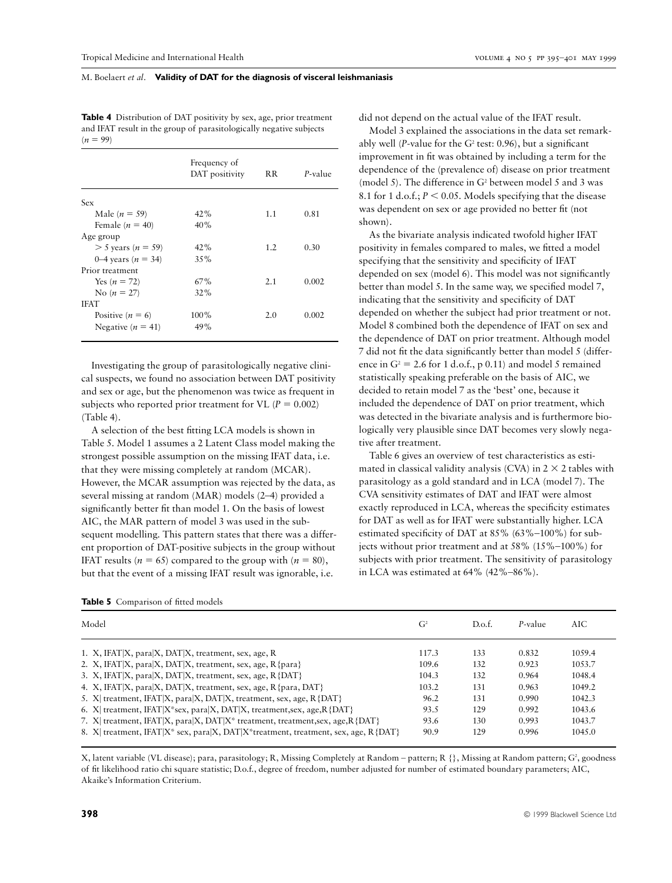**Table 4** Distribution of DAT positivity by sex, age, prior treatment and IFAT result in the group of parasitologically negative subjects ($n = 99$)

| | Frequency of DAT positivity | RR | *P*-value |
|---|---|---|---|
| Sex | | | |
| Male ($n = 59$) | 42% | 1.1 | 0.81 |
| Female ($n = 40$) | 40% | | |
| Age group | | | |
| > 5 years ($n = 59$) | 42% | 1.2 | 0.30 |
| 0–4 years ($n = 34$) | 35% | | |
| Prior treatment | | | |
| Yes ($n = 72$) | 67% | 2.1 | 0.002 |
| No ($n = 27$) | 32% | | |
| IFAT | | | |
| Positive ($n = 6$) | 100% | 2.0 | 0.002 |
| Negative ($n = 41$) | 49% | | |

Investigating the group of parasitologically negative clinical suspects, we found no association between DAT positivity and sex or age, but the phenomenon was twice as frequent in subjects who reported prior treatment for VL ($P = 0.002$) (Table 4).

A selection of the best fitting LCA models is shown in Table 5. Model 1 assumes a 2 Latent Class model making the strongest possible assumption on the missing IFAT data, i.e. that they were missing completely at random (MCAR). However, the MCAR assumption was rejected by the data, as several missing at random (MAR) models (2–4) provided a significantly better fit than model 1. On the basis of lowest AIC, the MAR pattern of model 3 was used in the subsequent modelling. This pattern states that there was a different proportion of DAT-positive subjects in the group without IFAT results ($n = 65$) compared to the group with ($n = 80$), but that the event of a missing IFAT result was ignorable, i.e. did not depend on the actual value of the IFAT result.

Model 3 explained the associations in the data set remarkably well (*P*-value for the $G^2$ test: 0.96), but a significant improvement in fit was obtained by including a term for the dependence of the (prevalence of) disease on prior treatment (model 5). The difference in $G^2$ between model 5 and 3 was 8.1 for 1 d.o.f.; $P < 0.05$. Models specifying that the disease was dependent on sex or age provided no better fit (not shown).

As the bivariate analysis indicated twofold higher IFAT positivity in females compared to males, we fitted a model specifying that the sensitivity and specificity of IFAT depended on sex (model 6). This model was not significantly better than model 5. In the same way, we specified model 7, indicating that the sensitivity and specificity of DAT depended on whether the subject had prior treatment or not. Model 8 combined both the dependence of IFAT on sex and the dependence of DAT on prior treatment. Although model 7 did not fit the data significantly better than model 5 (difference in $G^2 = 2.6$ for 1 d.o.f., p 0.11) and model 5 remained statistically speaking preferable on the basis of AIC, we decided to retain model 7 as the 'best' one, because it included the dependence of DAT on prior treatment, which was detected in the bivariate analysis and is furthermore biologically very plausible since DAT becomes very slowly negative after treatment.

Table 6 gives an overview of test characteristics as estimated in classical validity analysis (CVA) in 2 × 2 tables with parasitology as a gold standard and in LCA (model 7). The CVA sensitivity estimates of DAT and IFAT were almost exactly reproduced in LCA, whereas the specificity estimates for DAT as well as for IFAT were substantially higher. LCA estimated specificity of DAT at 85% (63%–100%) for subjects without prior treatment and at 58% (15%–100%) for subjects with prior treatment. The sensitivity of parasitology in LCA was estimated at 64% (42%–86%).

**Table 5** Comparison of fitted models

| Model | $G^2$ | D.o.f. | *P*-value | AIC |
|---|---|---|---|---|
| 1. X, IFAT\|X, para\|X, DAT\|X, treatment, sex, age, R | 117.3 | 133 | 0.832 | 1059.4 |
| 2. X, IFAT\|X, para\|X, DAT\|X, treatment, sex, age, R{para} | 109.6 | 132 | 0.923 | 1053.7 |
| 3. X, IFAT\|X, para\|X, DAT\|X, treatment, sex, age, R{DAT} | 104.3 | 132 | 0.964 | 1048.4 |
| 4. X, IFAT\|X, para\|X, DAT\|X, treatment, sex, age, R{para, DAT} | 103.2 | 131 | 0.963 | 1049.2 |
| 5. X\| treatment, IFAT\|X, para\|X, DAT\|X, treatment, sex, age, R{DAT} | 96.2 | 131 | 0.990 | 1042.3 |
| 6. X\| treatment, IFAT\|X*sex, para\|X, DAT\|X, treatment,sex, age,R{DAT} | 93.5 | 129 | 0.992 | 1043.6 |
| 7. X\| treatment, IFAT\|X, para\|X, DAT\|X* treatment, treatment,sex, age,R{DAT} | 93.6 | 130 | 0.993 | 1043.7 |
| 8. X\| treatment, IFAT\|X* sex, para\|X, DAT\|X*treatment, treatment, sex, age, R{DAT} | 90.9 | 129 | 0.996 | 1045.0 |

X, latent variable (VL disease); para, parasitology; R, Missing Completely at Random – pattern; R {}, Missing at Random pattern; $G^2$, goodness of fit likelihood ratio chi square statistic; D.o.f., degree of freedom, number adjusted for number of estimated boundary parameters; AIC, Akaike's Information Criterium.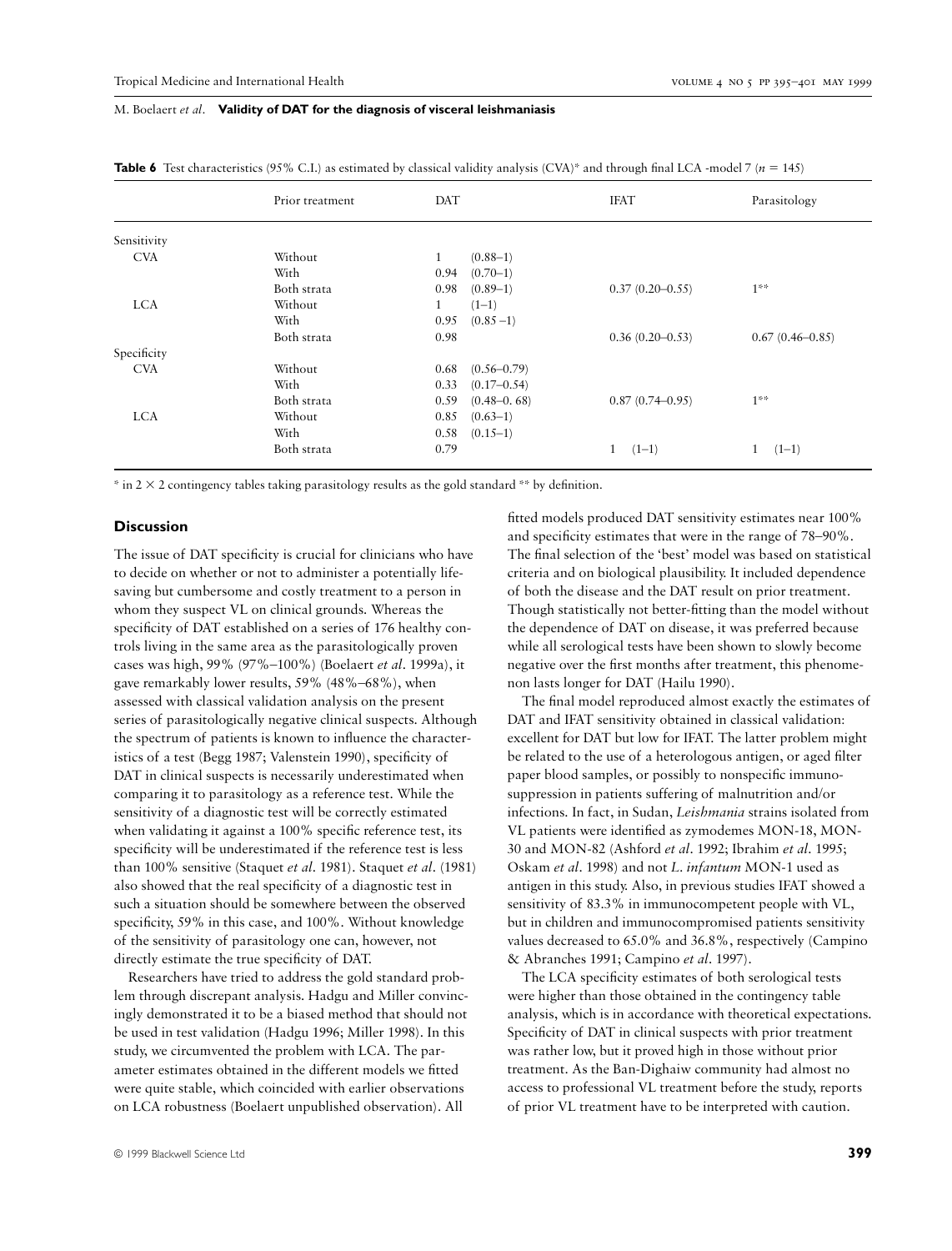**Table 6** Test characteristics (95% C.I.) as estimated by classical validity analysis (CVA)* and through final LCA -model 7 ($n = 145$)

| | Prior treatment | DAT | | IFAT | Parasitology |
|---|---|---|---|---|---|
| Sensitivity | | | | | |
| CVA | Without | 1 | (0.88–1) | | |
| | With | 0.94 | (0.70–1) | | |
| | Both strata | 0.98 | (0.89–1) | 0.37 (0.20–0.55) | 1** |
| LCA | Without | 1 | (1–1) | | |
| | With | 0.95 | (0.85 –1) | | |
| | Both strata | 0.98 | | 0.36 (0.20–0.53) | 0.67 (0.46–0.85) |
| Specificity | | | | | |
| CVA | Without | 0.68 | (0.56–0.79) | | |
| | With | 0.33 | (0.17–0.54) | | |
| | Both strata | 0.59 | (0.48–0. 68) | 0.87 (0.74–0.95) | 1** |
| LCA | Without | 0.85 | (0.63–1) | | |
| | With | 0.58 | (0.15–1) | | |
| | Both strata | 0.79 | | 1 (1–1) | 1 (1–1) |

* in 2 × 2 contingency tables taking parasitology results as the gold standard ** by definition.

## Discussion

The issue of DAT specificity is crucial for clinicians who have to decide on whether or not to administer a potentially life-saving but cumbersome and costly treatment to a person in whom they suspect VL on clinical grounds. Whereas the specificity of DAT established on a series of 176 healthy controls living in the same area as the parasitologically proven cases was high, 99% (97%–100%) (Boelaert *et al.* 1999a), it gave remarkably lower results, 59% (48%–68%), when assessed with classical validation analysis on the present series of parasitologically negative clinical suspects. Although the spectrum of patients is known to influence the characteristics of a test (Begg 1987; Valenstein 1990), specificity of DAT in clinical suspects is necessarily underestimated when comparing it to parasitology as a reference test. While the sensitivity of a diagnostic test will be correctly estimated when validating it against a 100% specific reference test, its specificity will be underestimated if the reference test is less than 100% sensitive (Staquet *et al.* 1981). Staquet *et al.* (1981) also showed that the real specificity of a diagnostic test in such a situation should be somewhere between the observed specificity, 59% in this case, and 100%. Without knowledge of the sensitivity of parasitology one can, however, not directly estimate the true specificity of DAT.

Researchers have tried to address the gold standard problem through discrepant analysis. Hadgu and Miller convincingly demonstrated it to be a biased method that should not be used in test validation (Hadgu 1996; Miller 1998). In this study, we circumvented the problem with LCA. The parameter estimates obtained in the different models we fitted were quite stable, which coincided with earlier observations on LCA robustness (Boelaert unpublished observation). All fitted models produced DAT sensitivity estimates near 100% and specificity estimates that were in the range of 78–90%. The final selection of the 'best' model was based on statistical criteria and on biological plausibility. It included dependence of both the disease and the DAT result on prior treatment. Though statistically not better-fitting than the model without the dependence of DAT on disease, it was preferred because while all serological tests have been shown to slowly become negative over the first months after treatment, this phenomenon lasts longer for DAT (Hailu 1990).

The final model reproduced almost exactly the estimates of DAT and IFAT sensitivity obtained in classical validation: excellent for DAT but low for IFAT. The latter problem might be related to the use of a heterologous antigen, or aged filter paper blood samples, or possibly to nonspecific immunosuppression in patients suffering of malnutrition and/or infections. In fact, in Sudan, *Leishmania* strains isolated from VL patients were identified as zymodemes MON-18, MON-30 and MON-82 (Ashford *et al.* 1992; Ibrahim *et al.* 1995; Oskam *et al.* 1998) and not *L. infantum* MON-1 used as antigen in this study. Also, in previous studies IFAT showed a sensitivity of 83.3% in immunocompetent people with VL, but in children and immunocompromised patients sensitivity values decreased to 65.0% and 36.8%, respectively (Campino & Abranches 1991; Campino *et al.* 1997).

The LCA specificity estimates of both serological tests were higher than those obtained in the contingency table analysis, which is in accordance with theoretical expectations. Specificity of DAT in clinical suspects with prior treatment was rather low, but it proved high in those without prior treatment. As the Ban-Dighaiw community had almost no access to professional VL treatment before the study, reports of prior VL treatment have to be interpreted with caution.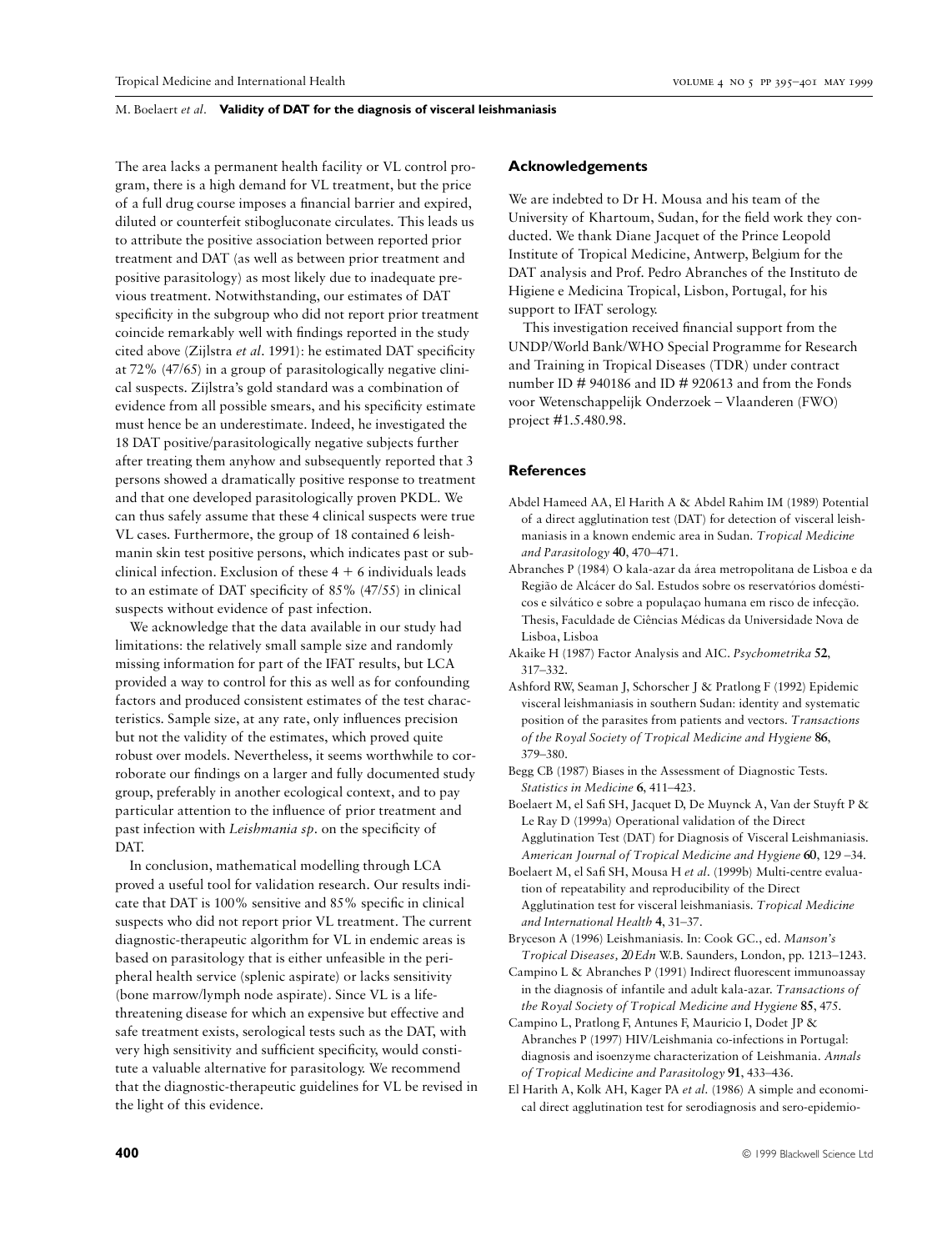The area lacks a permanent health facility or VL control program, there is a high demand for VL treatment, but the price of a full drug course imposes a financial barrier and expired, diluted or counterfeit stibogluconate circulates. This leads us to attribute the positive association between reported prior treatment and DAT (as well as between prior treatment and positive parasitology) as most likely due to inadequate previous treatment. Notwithstanding, our estimates of DAT specificity in the subgroup who did not report prior treatment coincide remarkably well with findings reported in the study cited above (Zijlstra *et al*. 1991): he estimated DAT specificity at 72% (47/65) in a group of parasitologically negative clinical suspects. Zijlstra's gold standard was a combination of evidence from all possible smears, and his specificity estimate must hence be an underestimate. Indeed, he investigated the 18 DAT positive/parasitologically negative subjects further after treating them anyhow and subsequently reported that 3 persons showed a dramatically positive response to treatment and that one developed parasitologically proven PKDL. We can thus safely assume that these 4 clinical suspects were true VL cases. Furthermore, the group of 18 contained 6 leishmanin skin test positive persons, which indicates past or subclinical infection. Exclusion of these 4 + 6 individuals leads to an estimate of DAT specificity of 85% (47/55) in clinical suspects without evidence of past infection.

We acknowledge that the data available in our study had limitations: the relatively small sample size and randomly missing information for part of the IFAT results, but LCA provided a way to control for this as well as for confounding factors and produced consistent estimates of the test characteristics. Sample size, at any rate, only influences precision but not the validity of the estimates, which proved quite robust over models. Nevertheless, it seems worthwhile to corroborate our findings on a larger and fully documented study group, preferably in another ecological context, and to pay particular attention to the influence of prior treatment and past infection with *Leishmania sp*. on the specificity of DAT.

In conclusion, mathematical modelling through LCA proved a useful tool for validation research. Our results indicate that DAT is 100% sensitive and 85% specific in clinical suspects who did not report prior VL treatment. The current diagnostic-therapeutic algorithm for VL in endemic areas is based on parasitology that is either unfeasible in the peripheral health service (splenic aspirate) or lacks sensitivity (bone marrow/lymph node aspirate). Since VL is a life-threatening disease for which an expensive but effective and safe treatment exists, serological tests such as the DAT, with very high sensitivity and sufficient specificity, would constitute a valuable alternative for parasitology. We recommend that the diagnostic-therapeutic guidelines for VL be revised in the light of this evidence.

## Acknowledgements

We are indebted to Dr H. Mousa and his team of the University of Khartoum, Sudan, for the field work they conducted. We thank Diane Jacquet of the Prince Leopold Institute of Tropical Medicine, Antwerp, Belgium for the DAT analysis and Prof. Pedro Abranches of the Instituto de Higiene e Medicina Tropical, Lisbon, Portugal, for his support to IFAT serology.

This investigation received financial support from the UNDP/World Bank/WHO Special Programme for Research and Training in Tropical Diseases (TDR) under contract number ID # 940186 and ID # 920613 and from the Fonds voor Wetenschappelijk Onderzoek – Vlaanderen (FWO) project #1.5.480.98.

## References

Abdel Hameed AA, El Harith A & Abdel Rahim IM (1989) Potential of a direct agglutination test (DAT) for detection of visceral leishmaniasis in a known endemic area in Sudan. *Tropical Medicine and Parasitology* **40**, 470–471.

Abranches P (1984) O kala-azar da área metropolitana de Lisboa e da Região de Alcácer do Sal. Estudos sobre os reservatórios domésticos e silvático e sobre a populaçao humana em risco de infecção. Thesis, Faculdade de Ciências Médicas da Universidade Nova de Lisboa, Lisboa

Akaike H (1987) Factor Analysis and AIC. *Psychometrika* **52**, 317–332.

Ashford RW, Seaman J, Schorscher J & Pratlong F (1992) Epidemic visceral leishmaniasis in southern Sudan: identity and systematic position of the parasites from patients and vectors. *Transactions of the Royal Society of Tropical Medicine and Hygiene* **86**, 379–380.

Begg CB (1987) Biases in the Assessment of Diagnostic Tests. *Statistics in Medicine* **6**, 411–423.

Boelaert M, el Safi SH, Jacquet D, De Muynck A, Van der Stuyft P & Le Ray D (1999a) Operational validation of the Direct Agglutination Test (DAT) for Diagnosis of Visceral Leishmaniasis. *American Journal of Tropical Medicine and Hygiene* **60**, 129 –34.

Boelaert M, el Safi SH, Mousa H *et al*. (1999b) Multi-centre evaluation of repeatability and reproducibility of the Direct Agglutination test for visceral leishmaniasis. *Tropical Medicine and International Health* **4**, 31–37.

Bryceson A (1996) Leishmaniasis. In: Cook GC., ed. *Manson's Tropical Diseases, 20 Edn* W.B. Saunders, London, pp. 1213–1243.

Campino L & Abranches P (1991) Indirect fluorescent immunoassay in the diagnosis of infantile and adult kala-azar. *Transactions of the Royal Society of Tropical Medicine and Hygiene* **85**, 475.

Campino L, Pratlong F, Antunes F, Mauricio I, Dodet JP & Abranches P (1997) HIV/Leishmania co-infections in Portugal: diagnosis and isoenzyme characterization of Leishmania. *Annals of Tropical Medicine and Parasitology* **91**, 433–436.

El Harith A, Kolk AH, Kager PA *et al*. (1986) A simple and economical direct agglutination test for serodiagnosis and sero-epidemio-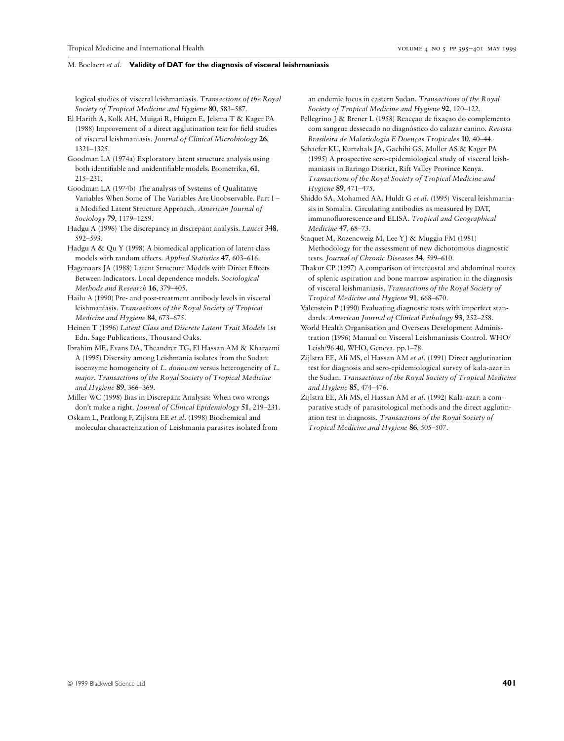logical studies of visceral leishmaniasis. *Transactions of the Royal Society of Tropical Medicine and Hygiene* **80**, 583–587.

El Harith A, Kolk AH, Muigai R, Huigen E, Jelsma T & Kager PA (1988) Improvement of a direct agglutination test for field studies of visceral leishmaniasis. *Journal of Clinical Microbiology* **26**, 1321–1325.

Goodman LA (1974a) Exploratory latent structure analysis using both identifiable and unidentifiable models. Biometrika, **61**, 215–231.

Goodman LA (1974b) The analysis of Systems of Qualitative Variables When Some of The Variables Are Unobservable. Part I – a Modified Latent Structure Approach. *American Journal of Sociology* **79**, 1179–1259.

Hadgu A (1996) The discrepancy in discrepant analysis. *Lancet* **348**, 592–593.

Hadgu A & Qu Y (1998) A biomedical application of latent class models with random effects. *Applied Statistics* **47**, 603–616.

Hagenaars JA (1988) Latent Structure Models with Direct Effects Between Indicators. Local dependence models. *Sociological Methods and Research* **16**, 379–405.

Hailu A (1990) Pre- and post-treatment antibody levels in visceral leishmaniasis. *Transactions of the Royal Society of Tropical Medicine and Hygiene* **84**, 673–675.

Heinen T (1996) *Latent Class and Discrete Latent Trait Models* 1st Edn. Sage Publications, Thousand Oaks.

Ibrahim ME, Evans DA, Theandrer TG, El Hassan AM & Kharazmi A (1995) Diversity among Leishmania isolates from the Sudan: isoenzyme homogeneity of *L. donovani* versus heterogeneity of *L. major*. *Transactions of the Royal Society of Tropical Medicine and Hygiene* **89**, 366–369.

Miller WC (1998) Bias in Discrepant Analysis: When two wrongs don't make a right. *Journal of Clinical Epidemiology* **51**, 219–231.

Oskam L, Pratlong F, Zijlstra EE *et al*. (1998) Biochemical and molecular characterization of Leishmania parasites isolated from an endemic focus in eastern Sudan. *Transactions of the Royal Society of Tropical Medicine and Hygiene* **92**, 120–122.

Pellegrino J & Brener L (1958) Reacçao de fixaçao do complemento com sangrue dessecado no diagnóstico do calazar canino. *Revista Brasileira de Malariologia E Doenças Tropicales* **10**, 40–44.

Schaefer KU, Kurtzhals JA, Gachihi GS, Muller AS & Kager PA (1995) A prospective sero-epidemiological study of visceral leishmaniasis in Baringo District, Rift Valley Province Kenya. *Transactions of the Royal Society of Tropical Medicine and Hygiene* **89**, 471–475.

Shiddo SA, Mohamed AA, Huldt G *et al*. (1995) Visceral leishmaniasis in Somalia. Circulating antibodies as measured by DAT, immunofluorescence and ELISA. *Tropical and Geographical Medicine* **47**, 68–73.

Staquet M, Rozencweig M, Lee YJ & Muggia FM (1981) Methodology for the assessment of new dichotomous diagnostic tests. *Journal of Chronic Diseases* **34**, 599–610.

Thakur CP (1997) A comparison of intercostal and abdominal routes of splenic aspiration and bone marrow aspiration in the diagnosis of visceral leishmaniasis. *Transactions of the Royal Society of Tropical Medicine and Hygiene* **91**, 668–670.

Valenstein P (1990) Evaluating diagnostic tests with imperfect standards. *American Journal of Clinical Pathology* **93**, 252–258.

World Health Organisation and Overseas Development Administration (1996) Manual on Visceral Leishmaniasis Control. WHO/Leish/96.40, WHO, Geneva. pp.1–78.

Zijlstra EE, Ali MS, el Hassan AM *et al*. (1991) Direct agglutination test for diagnosis and sero-epidemiological survey of kala-azar in the Sudan. *Transactions of the Royal Society of Tropical Medicine and Hygiene* **85**, 474–476.

Zijlstra EE, Ali MS, el Hassan AM *et al*. (1992) Kala-azar: a comparative study of parasitological methods and the direct agglutination test in diagnosis. *Transactions of the Royal Society of Tropical Medicine and Hygiene* **86**, 505–507.